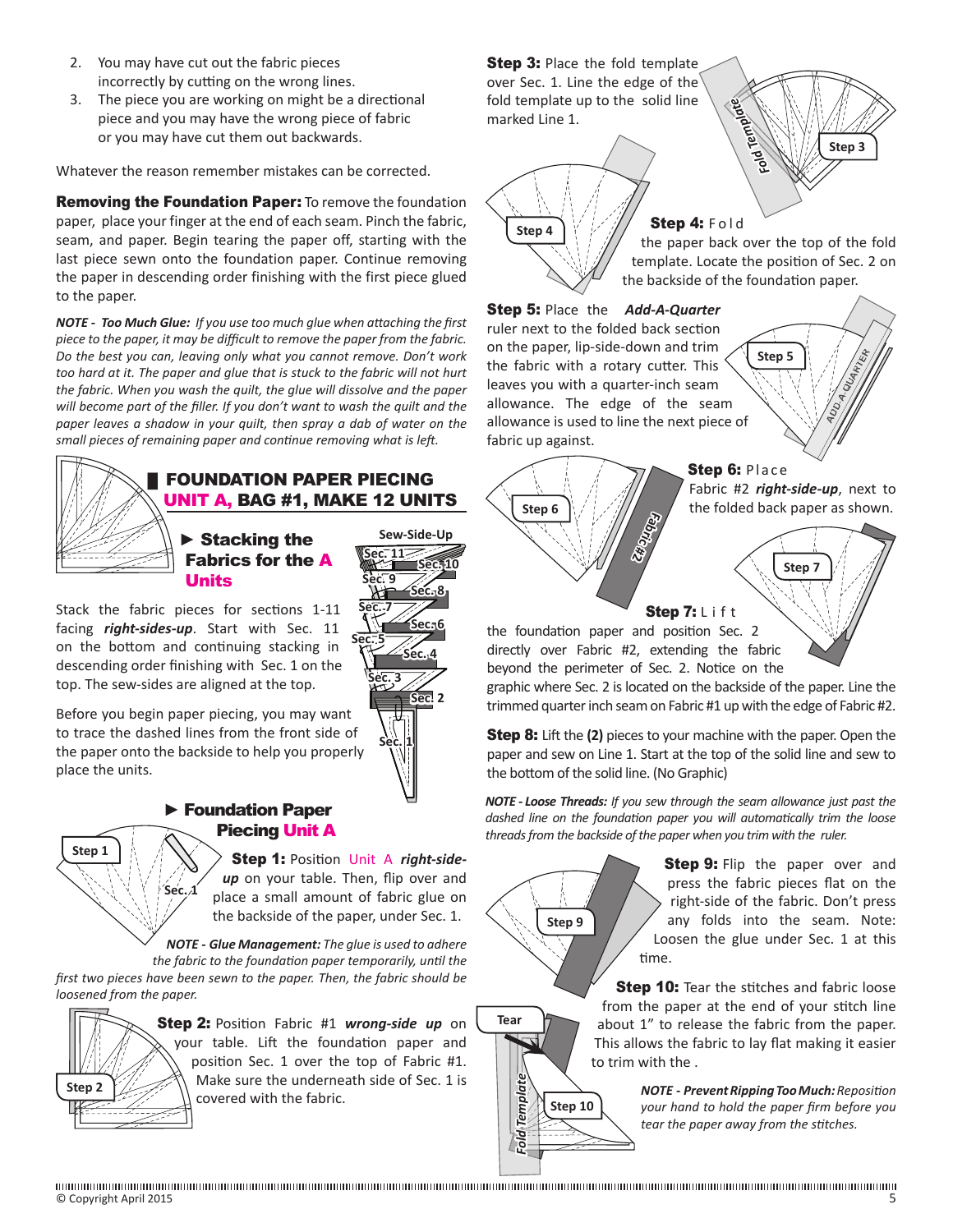2. You may have cut out the fabric pieces incorrectly by cutting on the wrong lines.
3. The piece you are working on might be a directional piece and you may have the wrong piece of fabric or you may have cut them out backwards.

Whatever the reason remember mistakes can be corrected.

**Removing the Foundation Paper:** To remove the foundation paper, place your finger at the end of each seam. Pinch the fabric, seam, and paper. Begin tearing the paper off, starting with the last piece sewn onto the foundation paper. Continue removing the paper in descending order finishing with the first piece glued to the paper.

***NOTE - Too Much Glue:** If you use too much glue when attaching the first piece to the paper, it may be difficult to remove the paper from the fabric. Do the best you can, leaving only what you cannot remove. Don't work too hard at it. The paper and glue that is stuck to the fabric will not hurt the fabric. When you wash the quilt, the glue will dissolve and the paper will become part of the filler. If you don't want to wash the quilt and the paper leaves a shadow in your quilt, then spray a dab of water on the small pieces of remaining paper and continue removing what is left.*

## FOUNDATION PAPER PIECING UNIT A, BAG #1, MAKE 12 UNITS

### ► Stacking the Fabrics for the A Units

Stack the fabric pieces for sections 1-11 facing ***right-sides-up***. Start with Sec. 11 on the bottom and continuing stacking in descending order finishing with Sec. 1 on the top. The sew-sides are aligned at the top.

Before you begin paper piecing, you may want to trace the dashed lines from the front side of the paper onto the backside to help you properly place the units.

### ► Foundation Paper Piecing Unit A

**Step 1:** Position Unit A ***right-side-up*** on your table. Then, flip over and place a small amount of fabric glue on the backside of the paper, under Sec. 1.

***NOTE - Glue Management:** The glue is used to adhere the fabric to the foundation paper temporarily, until the first two pieces have been sewn to the paper. Then, the fabric should be loosened from the paper.*

**Step 2:** Position Fabric #1 ***wrong-side up*** on your table. Lift the foundation paper and position Sec. 1 over the top of Fabric #1. Make sure the underneath side of Sec. 1 is covered with the fabric.

**Step 3:** Place the fold template over Sec. 1. Line the edge of the fold template up to the solid line marked Line 1.

**Step 4:** Fold the paper back over the top of the fold template. Locate the position of Sec. 2 on the backside of the foundation paper.

**Step 5:** Place the ***Add-A-Quarter*** ruler next to the folded back section on the paper, lip-side-down and trim the fabric with a rotary cutter. This leaves you with a quarter-inch seam allowance. The edge of the seam allowance is used to line the next piece of fabric up against.

**Step 6:** Place Fabric #2 ***right-side-up***, next to the folded back paper as shown.

**Step 7:** Lift the foundation paper and position Sec. 2 directly over Fabric #2, extending the fabric beyond the perimeter of Sec. 2. Notice on the graphic where Sec. 2 is located on the backside of the paper. Line the trimmed quarter inch seam on Fabric #1 up with the edge of Fabric #2.

**Step 8:** Lift the **(2)** pieces to your machine with the paper. Open the paper and sew on Line 1. Start at the top of the solid line and sew to the bottom of the solid line. (No Graphic)

***NOTE - Loose Threads:** If you sew through the seam allowance just past the dashed line on the foundation paper you will automatically trim the loose threads from the backside of the paper when you trim with the ruler.*

**Step 9:** Flip the paper over and press the fabric pieces flat on the right-side of the fabric. Don't press any folds into the seam. Note: Loosen the glue under Sec. 1 at this time.

**Step 10:** Tear the stitches and fabric loose from the paper at the end of your stitch line about 1" to release the fabric from the paper. This allows the fabric to lay flat making it easier to trim with the .

***NOTE - Prevent Ripping Too Much:** Reposition your hand to hold the paper firm before you tear the paper away from the stitches.*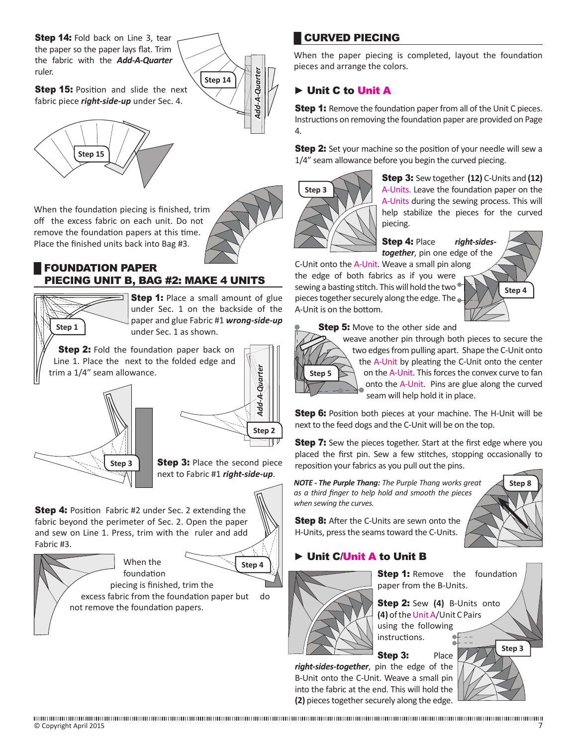**Step 14:** Fold back on Line 3, tear the paper so the paper lays flat. Trim the fabric with the ***Add-A-Quarter*** ruler.

**Step 15:** Position and slide the next fabric piece ***right-side-up*** under Sec. 4.

When the foundation piecing is finished, trim off the excess fabric on each unit. Do not remove the foundation papers at this time. Place the finished units back into Bag #3.

## FOUNDATION PAPER PIECING UNIT B, BAG #2: MAKE 4 UNITS

**Step 1:** Place a small amount of glue under Sec. 1 on the backside of the paper and glue Fabric #1 ***wrong-side-up*** under Sec. 1 as shown.

**Step 2:** Fold the foundation paper back on Line 1. Place the next to the folded edge and trim a 1/4" seam allowance.

**Step 3:** Place the second piece next to Fabric #1 ***right-side-up***.

**Step 4:** Position Fabric #2 under Sec. 2 extending the fabric beyond the perimeter of Sec. 2. Open the paper and sew on Line 1. Press, trim with the ruler and add Fabric #3.

When the foundation piecing is finished, trim the excess fabric from the foundation paper but do not remove the foundation papers.

## CURVED PIECING

When the paper piecing is completed, layout the foundation pieces and arrange the colors.

### ► Unit C to Unit A

**Step 1:** Remove the foundation paper from all of the Unit C pieces. Instructions on removing the foundation paper are provided on Page 4.

**Step 2:** Set your machine so the position of your needle will sew a 1/4" seam allowance before you begin the curved piecing.

**Step 3:** Sew together **(12)** C-Units and **(12)** A-Units. Leave the foundation paper on the A-Units during the sewing process. This will help stabilize the pieces for the curved piecing.

**Step 4:** Place ***right-sides-together***, pin one edge of the C-Unit onto the A-Unit. Weave a small pin along the edge of both fabrics as if you were sewing a basting stitch. This will hold the two pieces together securely along the edge. The A-Unit is on the bottom.

**Step 5:** Move to the other side and weave another pin through both pieces to secure the two edges from pulling apart. Shape the C-Unit onto the A-Unit by pleating the C-Unit onto the center on the A-Unit. This forces the convex curve to fan onto the A-Unit. Pins are glue along the curved seam will help hold it in place.

**Step 6:** Position both pieces at your machine. The H-Unit will be next to the feed dogs and the C-Unit will be on the top.

**Step 7:** Sew the pieces together. Start at the first edge where you placed the first pin. Sew a few stitches, stopping occasionally to reposition your fabrics as you pull out the pins.

***NOTE - The Purple Thang:*** *The Purple Thang works great as a third finger to help hold and smooth the pieces when sewing the curves.*

**Step 8:** After the C-Units are sewn onto the H-Units, press the seams toward the C-Units.

### ► Unit C/Unit A to Unit B

**Step 1:** Remove the foundation paper from the B-Units.

**Step 2:** Sew **(4)** B-Units onto **(4)** of the Unit A/Unit C Pairs using the following instructions.

**Step 3:** Place ***right-sides-together***, pin the edge of the B-Unit onto the C-Unit. Weave a small pin into the fabric at the end. This will hold the **(2)** pieces together securely along the edge.

© Copyright April 2015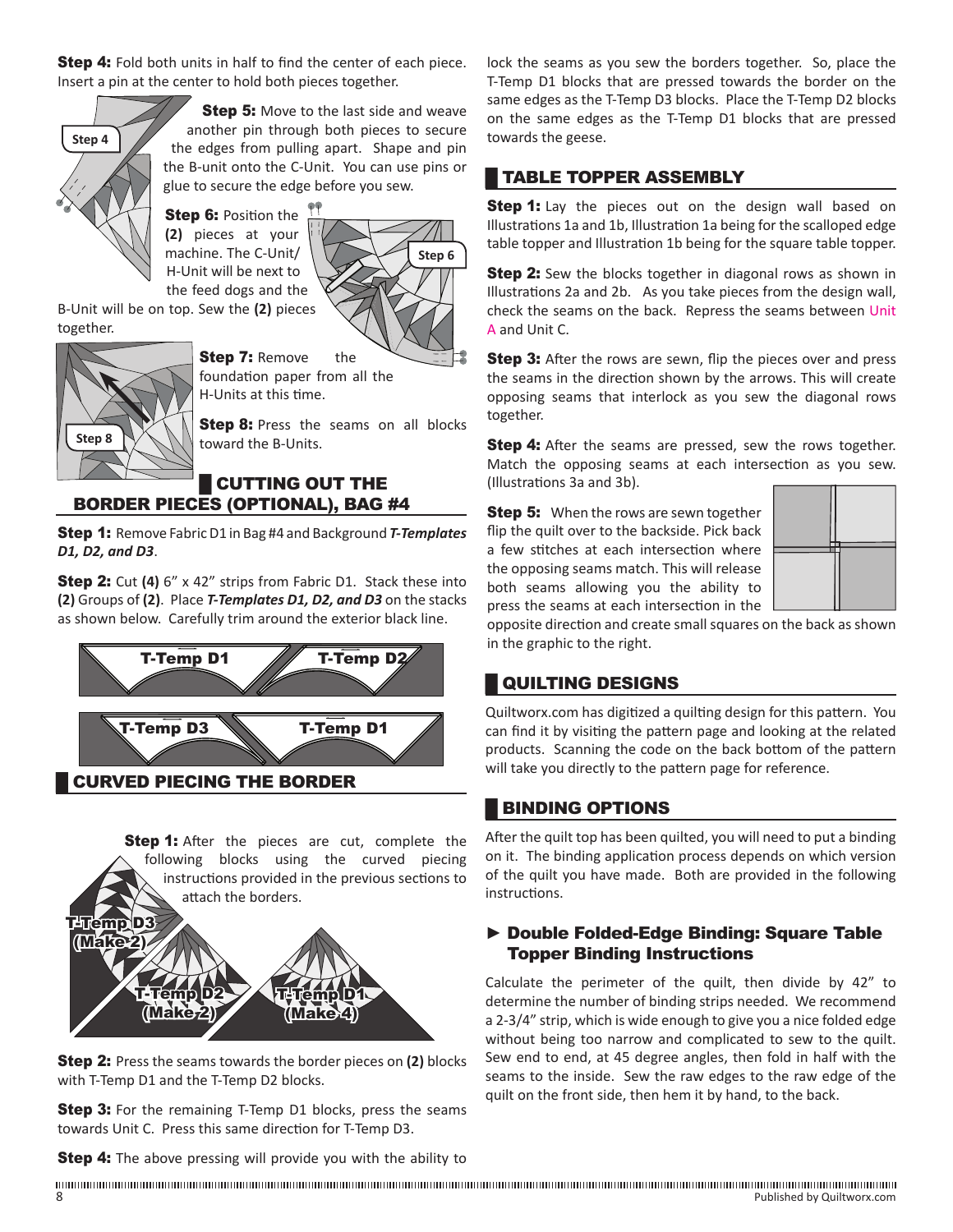**Step 4:** Fold both units in half to find the center of each piece. Insert a pin at the center to hold both pieces together.

**Step 5:** Move to the last side and weave another pin through both pieces to secure the edges from pulling apart. Shape and pin the B-unit onto the C-Unit. You can use pins or glue to secure the edge before you sew.

**Step 6:** Position the **(2)** pieces at your machine. The C-Unit/ H-Unit will be next to the feed dogs and the B-Unit will be on top. Sew the **(2)** pieces together.

**Step 7:** Remove the foundation paper from all the H-Units at this time.

**Step 8:** Press the seams on all blocks toward the B-Units.

## CUTTING OUT THE BORDER PIECES (OPTIONAL), BAG #4

**Step 1:** Remove Fabric D1 in Bag #4 and Background ***T-Templates D1, D2, and D3***.

**Step 2:** Cut **(4)** 6" x 42" strips from Fabric D1. Stack these into **(2)** Groups of **(2)**. Place ***T-Templates D1, D2, and D3*** on the stacks as shown below. Carefully trim around the exterior black line.

T-Temp D1
T-Temp D2
T-Temp D3
T-Temp D1

## CURVED PIECING THE BORDER

**Step 1:** After the pieces are cut, complete the following blocks using the curved piecing instructions provided in the previous sections to attach the borders.

T-Temp D3 (Make 2)
T-Temp D2 (Make 2)
T-Temp D1 (Make 4)

**Step 2:** Press the seams towards the border pieces on **(2)** blocks with T-Temp D1 and the T-Temp D2 blocks.

**Step 3:** For the remaining T-Temp D1 blocks, press the seams towards Unit C. Press this same direction for T-Temp D3.

**Step 4:** The above pressing will provide you with the ability to lock the seams as you sew the borders together. So, place the T-Temp D1 blocks that are pressed towards the border on the same edges as the T-Temp D3 blocks. Place the T-Temp D2 blocks on the same edges as the T-Temp D1 blocks that are pressed towards the geese.

## TABLE TOPPER ASSEMBLY

**Step 1:** Lay the pieces out on the design wall based on Illustrations 1a and 1b, Illustration 1a being for the scalloped edge table topper and Illustration 1b being for the square table topper.

**Step 2:** Sew the blocks together in diagonal rows as shown in Illustrations 2a and 2b. As you take pieces from the design wall, check the seams on the back. Repress the seams between Unit A and Unit C.

**Step 3:** After the rows are sewn, flip the pieces over and press the seams in the direction shown by the arrows. This will create opposing seams that interlock as you sew the diagonal rows together.

**Step 4:** After the seams are pressed, sew the rows together. Match the opposing seams at each intersection as you sew. (Illustrations 3a and 3b).

**Step 5:** When the rows are sewn together flip the quilt over to the backside. Pick back a few stitches at each intersection where the opposing seams match. This will release both seams allowing you the ability to press the seams at each intersection in the opposite direction and create small squares on the back as shown in the graphic to the right.

## QUILTING DESIGNS

Quiltworx.com has digitized a quilting design for this pattern. You can find it by visiting the pattern page and looking at the related products. Scanning the code on the back bottom of the pattern will take you directly to the pattern page for reference.

## BINDING OPTIONS

After the quilt top has been quilted, you will need to put a binding on it. The binding application process depends on which version of the quilt you have made. Both are provided in the following instructions.

### ► Double Folded-Edge Binding: Square Table Topper Binding Instructions

Calculate the perimeter of the quilt, then divide by 42" to determine the number of binding strips needed. We recommend a 2-3/4" strip, which is wide enough to give you a nice folded edge without being too narrow and complicated to sew to the quilt. Sew end to end, at 45 degree angles, then fold in half with the seams to the inside. Sew the raw edges to the raw edge of the quilt on the front side, then hem it by hand, to the back.